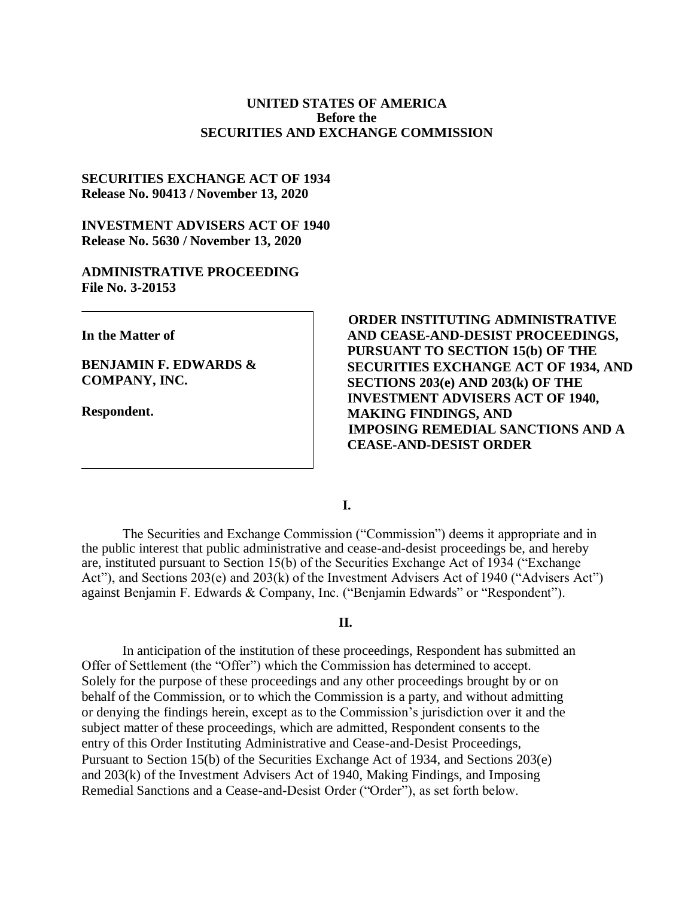**UNITED STATES OF AMERICA**
**Before the**
**SECURITIES AND EXCHANGE COMMISSION**

**SECURITIES EXCHANGE ACT OF 1934**
**Release No. 90413 / November 13, 2020**

**INVESTMENT ADVISERS ACT OF 1940**
**Release No. 5630 / November 13, 2020**

**ADMINISTRATIVE PROCEEDING**
**File No. 3-20153**

**In the Matter of**

**BENJAMIN F. EDWARDS & COMPANY, INC.**

**Respondent.**

**ORDER INSTITUTING ADMINISTRATIVE AND CEASE-AND-DESIST PROCEEDINGS, PURSUANT TO SECTION 15(b) OF THE SECURITIES EXCHANGE ACT OF 1934, AND SECTIONS 203(e) AND 203(k) OF THE INVESTMENT ADVISERS ACT OF 1940, MAKING FINDINGS, AND IMPOSING REMEDIAL SANCTIONS AND A CEASE-AND-DESIST ORDER**

## I.

The Securities and Exchange Commission ("Commission") deems it appropriate and in the public interest that public administrative and cease-and-desist proceedings be, and hereby are, instituted pursuant to Section 15(b) of the Securities Exchange Act of 1934 ("Exchange Act"), and Sections 203(e) and 203(k) of the Investment Advisers Act of 1940 ("Advisers Act") against Benjamin F. Edwards & Company, Inc. ("Benjamin Edwards" or "Respondent").

## II.

In anticipation of the institution of these proceedings, Respondent has submitted an Offer of Settlement (the "Offer") which the Commission has determined to accept. Solely for the purpose of these proceedings and any other proceedings brought by or on behalf of the Commission, or to which the Commission is a party, and without admitting or denying the findings herein, except as to the Commission's jurisdiction over it and the subject matter of these proceedings, which are admitted, Respondent consents to the entry of this Order Instituting Administrative and Cease-and-Desist Proceedings, Pursuant to Section 15(b) of the Securities Exchange Act of 1934, and Sections 203(e) and 203(k) of the Investment Advisers Act of 1940, Making Findings, and Imposing Remedial Sanctions and a Cease-and-Desist Order ("Order"), as set forth below.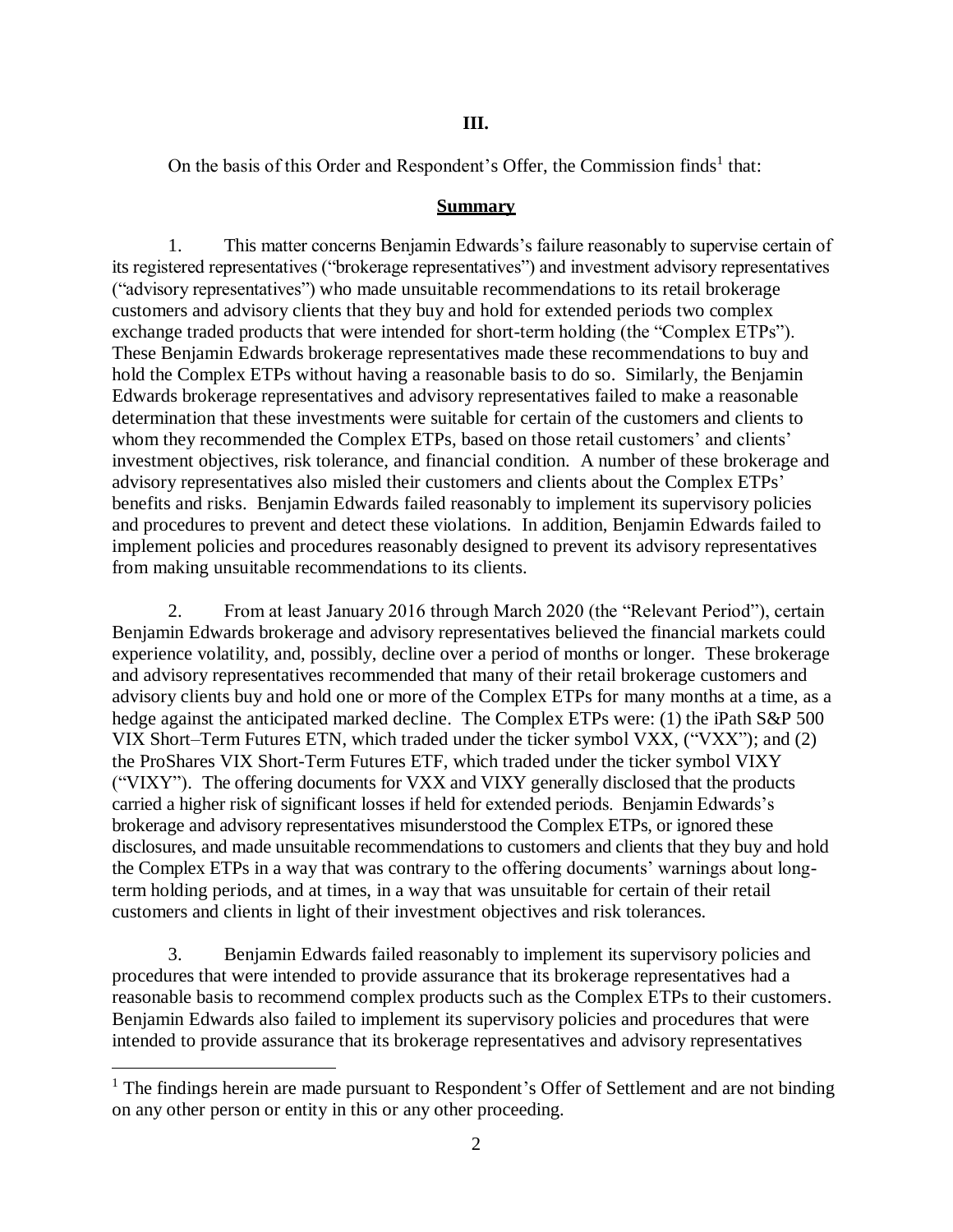## III.

On the basis of this Order and Respondent's Offer, the Commission finds[1] that:

### Summary

1. This matter concerns Benjamin Edwards's failure reasonably to supervise certain of its registered representatives ("brokerage representatives") and investment advisory representatives ("advisory representatives") who made unsuitable recommendations to its retail brokerage customers and advisory clients that they buy and hold for extended periods two complex exchange traded products that were intended for short-term holding (the "Complex ETPs"). These Benjamin Edwards brokerage representatives made these recommendations to buy and hold the Complex ETPs without having a reasonable basis to do so. Similarly, the Benjamin Edwards brokerage representatives and advisory representatives failed to make a reasonable determination that these investments were suitable for certain of the customers and clients to whom they recommended the Complex ETPs, based on those retail customers' and clients' investment objectives, risk tolerance, and financial condition. A number of these brokerage and advisory representatives also misled their customers and clients about the Complex ETPs' benefits and risks. Benjamin Edwards failed reasonably to implement its supervisory policies and procedures to prevent and detect these violations. In addition, Benjamin Edwards failed to implement policies and procedures reasonably designed to prevent its advisory representatives from making unsuitable recommendations to its clients.

2. From at least January 2016 through March 2020 (the "Relevant Period"), certain Benjamin Edwards brokerage and advisory representatives believed the financial markets could experience volatility, and, possibly, decline over a period of months or longer. These brokerage and advisory representatives recommended that many of their retail brokerage customers and advisory clients buy and hold one or more of the Complex ETPs for many months at a time, as a hedge against the anticipated marked decline. The Complex ETPs were: (1) the iPath S&P 500 VIX Short–Term Futures ETN, which traded under the ticker symbol VXX, ("VXX"); and (2) the ProShares VIX Short-Term Futures ETF, which traded under the ticker symbol VIXY ("VIXY"). The offering documents for VXX and VIXY generally disclosed that the products carried a higher risk of significant losses if held for extended periods. Benjamin Edwards's brokerage and advisory representatives misunderstood the Complex ETPs, or ignored these disclosures, and made unsuitable recommendations to customers and clients that they buy and hold the Complex ETPs in a way that was contrary to the offering documents' warnings about long-term holding periods, and at times, in a way that was unsuitable for certain of their retail customers and clients in light of their investment objectives and risk tolerances.

3. Benjamin Edwards failed reasonably to implement its supervisory policies and procedures that were intended to provide assurance that its brokerage representatives had a reasonable basis to recommend complex products such as the Complex ETPs to their customers. Benjamin Edwards also failed to implement its supervisory policies and procedures that were intended to provide assurance that its brokerage representatives and advisory representatives

[1] The findings herein are made pursuant to Respondent's Offer of Settlement and are not binding on any other person or entity in this or any other proceeding.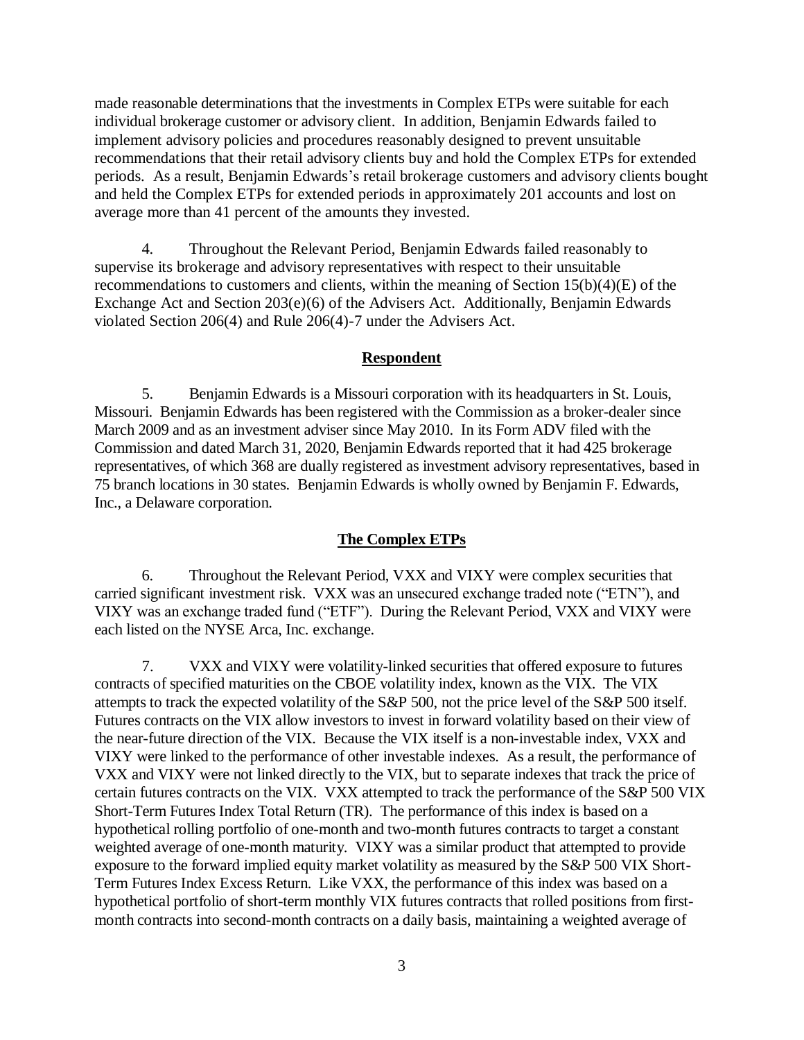made reasonable determinations that the investments in Complex ETPs were suitable for each individual brokerage customer or advisory client. In addition, Benjamin Edwards failed to implement advisory policies and procedures reasonably designed to prevent unsuitable recommendations that their retail advisory clients buy and hold the Complex ETPs for extended periods. As a result, Benjamin Edwards's retail brokerage customers and advisory clients bought and held the Complex ETPs for extended periods in approximately 201 accounts and lost on average more than 41 percent of the amounts they invested.

4. Throughout the Relevant Period, Benjamin Edwards failed reasonably to supervise its brokerage and advisory representatives with respect to their unsuitable recommendations to customers and clients, within the meaning of Section 15(b)(4)(E) of the Exchange Act and Section 203(e)(6) of the Advisers Act. Additionally, Benjamin Edwards violated Section 206(4) and Rule 206(4)-7 under the Advisers Act.

## Respondent

5. Benjamin Edwards is a Missouri corporation with its headquarters in St. Louis, Missouri. Benjamin Edwards has been registered with the Commission as a broker-dealer since March 2009 and as an investment adviser since May 2010. In its Form ADV filed with the Commission and dated March 31, 2020, Benjamin Edwards reported that it had 425 brokerage representatives, of which 368 are dually registered as investment advisory representatives, based in 75 branch locations in 30 states. Benjamin Edwards is wholly owned by Benjamin F. Edwards, Inc., a Delaware corporation.

## The Complex ETPs

6. Throughout the Relevant Period, VXX and VIXY were complex securities that carried significant investment risk. VXX was an unsecured exchange traded note ("ETN"), and VIXY was an exchange traded fund ("ETF"). During the Relevant Period, VXX and VIXY were each listed on the NYSE Arca, Inc. exchange.

7. VXX and VIXY were volatility-linked securities that offered exposure to futures contracts of specified maturities on the CBOE volatility index, known as the VIX. The VIX attempts to track the expected volatility of the S&P 500, not the price level of the S&P 500 itself. Futures contracts on the VIX allow investors to invest in forward volatility based on their view of the near-future direction of the VIX. Because the VIX itself is a non-investable index, VXX and VIXY were linked to the performance of other investable indexes. As a result, the performance of VXX and VIXY were not linked directly to the VIX, but to separate indexes that track the price of certain futures contracts on the VIX. VXX attempted to track the performance of the S&P 500 VIX Short-Term Futures Index Total Return (TR). The performance of this index is based on a hypothetical rolling portfolio of one-month and two-month futures contracts to target a constant weighted average of one-month maturity. VIXY was a similar product that attempted to provide exposure to the forward implied equity market volatility as measured by the S&P 500 VIX Short-Term Futures Index Excess Return. Like VXX, the performance of this index was based on a hypothetical portfolio of short-term monthly VIX futures contracts that rolled positions from first-month contracts into second-month contracts on a daily basis, maintaining a weighted average of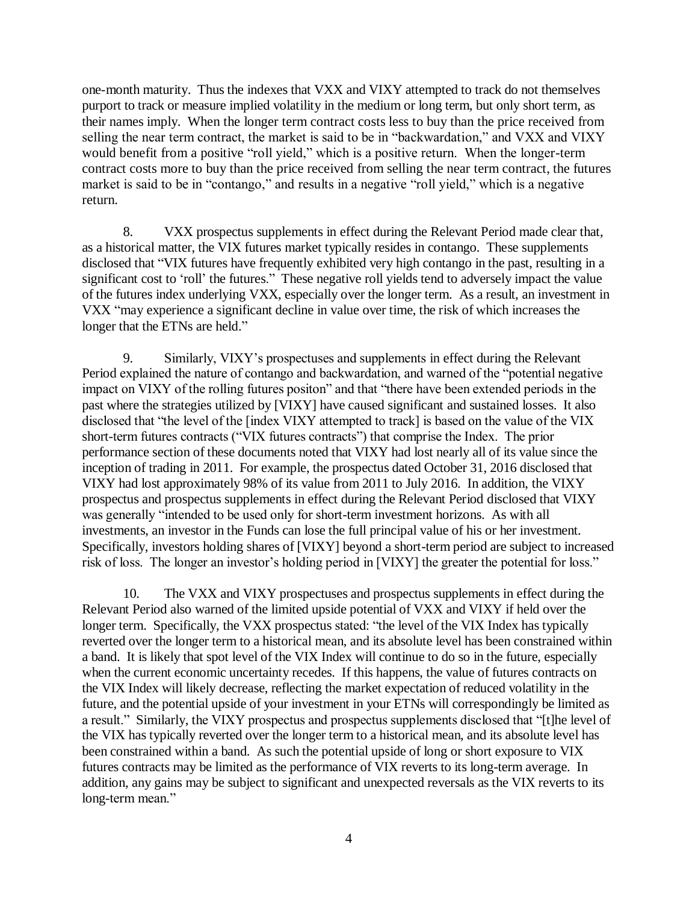one-month maturity. Thus the indexes that VXX and VIXY attempted to track do not themselves purport to track or measure implied volatility in the medium or long term, but only short term, as their names imply. When the longer term contract costs less to buy than the price received from selling the near term contract, the market is said to be in "backwardation," and VXX and VIXY would benefit from a positive "roll yield," which is a positive return. When the longer-term contract costs more to buy than the price received from selling the near term contract, the futures market is said to be in "contango," and results in a negative "roll yield," which is a negative return.

8. VXX prospectus supplements in effect during the Relevant Period made clear that, as a historical matter, the VIX futures market typically resides in contango. These supplements disclosed that "VIX futures have frequently exhibited very high contango in the past, resulting in a significant cost to 'roll' the futures." These negative roll yields tend to adversely impact the value of the futures index underlying VXX, especially over the longer term. As a result, an investment in VXX "may experience a significant decline in value over time, the risk of which increases the longer that the ETNs are held."

9. Similarly, VIXY's prospectuses and supplements in effect during the Relevant Period explained the nature of contango and backwardation, and warned of the "potential negative impact on VIXY of the rolling futures positon" and that "there have been extended periods in the past where the strategies utilized by [VIXY] have caused significant and sustained losses. It also disclosed that "the level of the [index VIXY attempted to track] is based on the value of the VIX short-term futures contracts ("VIX futures contracts") that comprise the Index. The prior performance section of these documents noted that VIXY had lost nearly all of its value since the inception of trading in 2011. For example, the prospectus dated October 31, 2016 disclosed that VIXY had lost approximately 98% of its value from 2011 to July 2016. In addition, the VIXY prospectus and prospectus supplements in effect during the Relevant Period disclosed that VIXY was generally "intended to be used only for short-term investment horizons. As with all investments, an investor in the Funds can lose the full principal value of his or her investment. Specifically, investors holding shares of [VIXY] beyond a short-term period are subject to increased risk of loss. The longer an investor's holding period in [VIXY] the greater the potential for loss."

10. The VXX and VIXY prospectuses and prospectus supplements in effect during the Relevant Period also warned of the limited upside potential of VXX and VIXY if held over the longer term. Specifically, the VXX prospectus stated: "the level of the VIX Index has typically reverted over the longer term to a historical mean, and its absolute level has been constrained within a band. It is likely that spot level of the VIX Index will continue to do so in the future, especially when the current economic uncertainty recedes. If this happens, the value of futures contracts on the VIX Index will likely decrease, reflecting the market expectation of reduced volatility in the future, and the potential upside of your investment in your ETNs will correspondingly be limited as a result." Similarly, the VIXY prospectus and prospectus supplements disclosed that "[t]he level of the VIX has typically reverted over the longer term to a historical mean, and its absolute level has been constrained within a band. As such the potential upside of long or short exposure to VIX futures contracts may be limited as the performance of VIX reverts to its long-term average. In addition, any gains may be subject to significant and unexpected reversals as the VIX reverts to its long-term mean."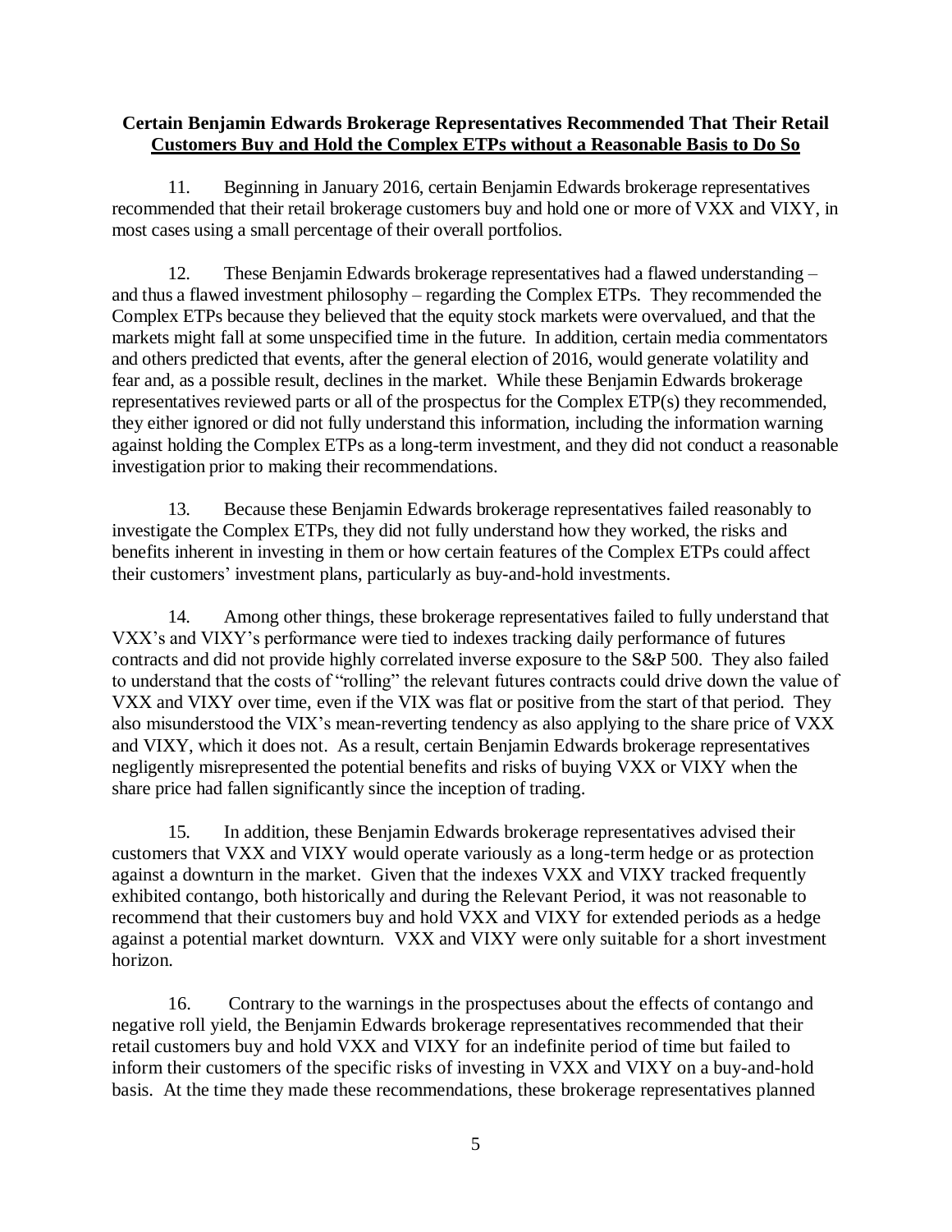**Certain Benjamin Edwards Brokerage Representatives Recommended That Their Retail Customers Buy and Hold the Complex ETPs without a Reasonable Basis to Do So**

11. Beginning in January 2016, certain Benjamin Edwards brokerage representatives recommended that their retail brokerage customers buy and hold one or more of VXX and VIXY, in most cases using a small percentage of their overall portfolios.

12. These Benjamin Edwards brokerage representatives had a flawed understanding – and thus a flawed investment philosophy – regarding the Complex ETPs. They recommended the Complex ETPs because they believed that the equity stock markets were overvalued, and that the markets might fall at some unspecified time in the future. In addition, certain media commentators and others predicted that events, after the general election of 2016, would generate volatility and fear and, as a possible result, declines in the market. While these Benjamin Edwards brokerage representatives reviewed parts or all of the prospectus for the Complex ETP(s) they recommended, they either ignored or did not fully understand this information, including the information warning against holding the Complex ETPs as a long-term investment, and they did not conduct a reasonable investigation prior to making their recommendations.

13. Because these Benjamin Edwards brokerage representatives failed reasonably to investigate the Complex ETPs, they did not fully understand how they worked, the risks and benefits inherent in investing in them or how certain features of the Complex ETPs could affect their customers' investment plans, particularly as buy-and-hold investments.

14. Among other things, these brokerage representatives failed to fully understand that VXX's and VIXY's performance were tied to indexes tracking daily performance of futures contracts and did not provide highly correlated inverse exposure to the S&P 500. They also failed to understand that the costs of "rolling" the relevant futures contracts could drive down the value of VXX and VIXY over time, even if the VIX was flat or positive from the start of that period. They also misunderstood the VIX's mean-reverting tendency as also applying to the share price of VXX and VIXY, which it does not. As a result, certain Benjamin Edwards brokerage representatives negligently misrepresented the potential benefits and risks of buying VXX or VIXY when the share price had fallen significantly since the inception of trading.

15. In addition, these Benjamin Edwards brokerage representatives advised their customers that VXX and VIXY would operate variously as a long-term hedge or as protection against a downturn in the market. Given that the indexes VXX and VIXY tracked frequently exhibited contango, both historically and during the Relevant Period, it was not reasonable to recommend that their customers buy and hold VXX and VIXY for extended periods as a hedge against a potential market downturn. VXX and VIXY were only suitable for a short investment horizon.

16. Contrary to the warnings in the prospectuses about the effects of contango and negative roll yield, the Benjamin Edwards brokerage representatives recommended that their retail customers buy and hold VXX and VIXY for an indefinite period of time but failed to inform their customers of the specific risks of investing in VXX and VIXY on a buy-and-hold basis. At the time they made these recommendations, these brokerage representatives planned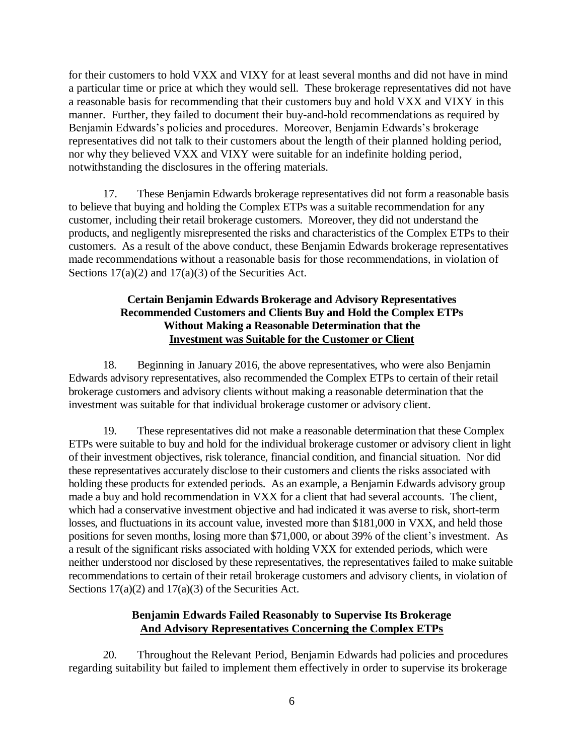for their customers to hold VXX and VIXY for at least several months and did not have in mind a particular time or price at which they would sell. These brokerage representatives did not have a reasonable basis for recommending that their customers buy and hold VXX and VIXY in this manner. Further, they failed to document their buy-and-hold recommendations as required by Benjamin Edwards's policies and procedures. Moreover, Benjamin Edwards's brokerage representatives did not talk to their customers about the length of their planned holding period, nor why they believed VXX and VIXY were suitable for an indefinite holding period, notwithstanding the disclosures in the offering materials.

17. These Benjamin Edwards brokerage representatives did not form a reasonable basis to believe that buying and holding the Complex ETPs was a suitable recommendation for any customer, including their retail brokerage customers. Moreover, they did not understand the products, and negligently misrepresented the risks and characteristics of the Complex ETPs to their customers. As a result of the above conduct, these Benjamin Edwards brokerage representatives made recommendations without a reasonable basis for those recommendations, in violation of Sections 17(a)(2) and 17(a)(3) of the Securities Act.

**Certain Benjamin Edwards Brokerage and Advisory Representatives Recommended Customers and Clients Buy and Hold the Complex ETPs Without Making a Reasonable Determination that the <u>Investment was Suitable for the Customer or Client</u>**

18. Beginning in January 2016, the above representatives, who were also Benjamin Edwards advisory representatives, also recommended the Complex ETPs to certain of their retail brokerage customers and advisory clients without making a reasonable determination that the investment was suitable for that individual brokerage customer or advisory client.

19. These representatives did not make a reasonable determination that these Complex ETPs were suitable to buy and hold for the individual brokerage customer or advisory client in light of their investment objectives, risk tolerance, financial condition, and financial situation. Nor did these representatives accurately disclose to their customers and clients the risks associated with holding these products for extended periods. As an example, a Benjamin Edwards advisory group made a buy and hold recommendation in VXX for a client that had several accounts. The client, which had a conservative investment objective and had indicated it was averse to risk, short-term losses, and fluctuations in its account value, invested more than $181,000 in VXX, and held those positions for seven months, losing more than $71,000, or about 39% of the client's investment. As a result of the significant risks associated with holding VXX for extended periods, which were neither understood nor disclosed by these representatives, the representatives failed to make suitable recommendations to certain of their retail brokerage customers and advisory clients, in violation of Sections 17(a)(2) and 17(a)(3) of the Securities Act.

**Benjamin Edwards Failed Reasonably to Supervise Its Brokerage <u>And Advisory Representatives Concerning the Complex ETPs</u>**

20. Throughout the Relevant Period, Benjamin Edwards had policies and procedures regarding suitability but failed to implement them effectively in order to supervise its brokerage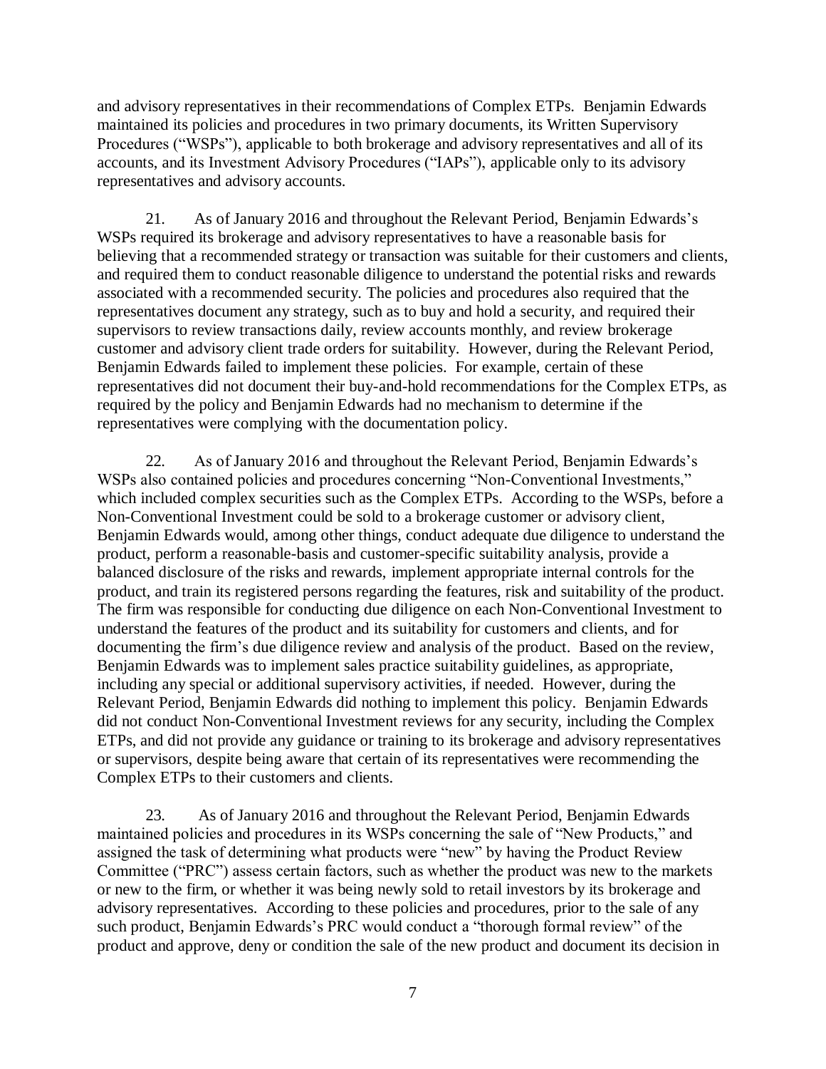and advisory representatives in their recommendations of Complex ETPs. Benjamin Edwards maintained its policies and procedures in two primary documents, its Written Supervisory Procedures ("WSPs"), applicable to both brokerage and advisory representatives and all of its accounts, and its Investment Advisory Procedures ("IAPs"), applicable only to its advisory representatives and advisory accounts.

21. As of January 2016 and throughout the Relevant Period, Benjamin Edwards's WSPs required its brokerage and advisory representatives to have a reasonable basis for believing that a recommended strategy or transaction was suitable for their customers and clients, and required them to conduct reasonable diligence to understand the potential risks and rewards associated with a recommended security. The policies and procedures also required that the representatives document any strategy, such as to buy and hold a security, and required their supervisors to review transactions daily, review accounts monthly, and review brokerage customer and advisory client trade orders for suitability. However, during the Relevant Period, Benjamin Edwards failed to implement these policies. For example, certain of these representatives did not document their buy-and-hold recommendations for the Complex ETPs, as required by the policy and Benjamin Edwards had no mechanism to determine if the representatives were complying with the documentation policy.

22. As of January 2016 and throughout the Relevant Period, Benjamin Edwards's WSPs also contained policies and procedures concerning "Non-Conventional Investments," which included complex securities such as the Complex ETPs. According to the WSPs, before a Non-Conventional Investment could be sold to a brokerage customer or advisory client, Benjamin Edwards would, among other things, conduct adequate due diligence to understand the product, perform a reasonable-basis and customer-specific suitability analysis, provide a balanced disclosure of the risks and rewards, implement appropriate internal controls for the product, and train its registered persons regarding the features, risk and suitability of the product. The firm was responsible for conducting due diligence on each Non-Conventional Investment to understand the features of the product and its suitability for customers and clients, and for documenting the firm's due diligence review and analysis of the product. Based on the review, Benjamin Edwards was to implement sales practice suitability guidelines, as appropriate, including any special or additional supervisory activities, if needed. However, during the Relevant Period, Benjamin Edwards did nothing to implement this policy. Benjamin Edwards did not conduct Non-Conventional Investment reviews for any security, including the Complex ETPs, and did not provide any guidance or training to its brokerage and advisory representatives or supervisors, despite being aware that certain of its representatives were recommending the Complex ETPs to their customers and clients.

23. As of January 2016 and throughout the Relevant Period, Benjamin Edwards maintained policies and procedures in its WSPs concerning the sale of "New Products," and assigned the task of determining what products were "new" by having the Product Review Committee ("PRC") assess certain factors, such as whether the product was new to the markets or new to the firm, or whether it was being newly sold to retail investors by its brokerage and advisory representatives. According to these policies and procedures, prior to the sale of any such product, Benjamin Edwards's PRC would conduct a "thorough formal review" of the product and approve, deny or condition the sale of the new product and document its decision in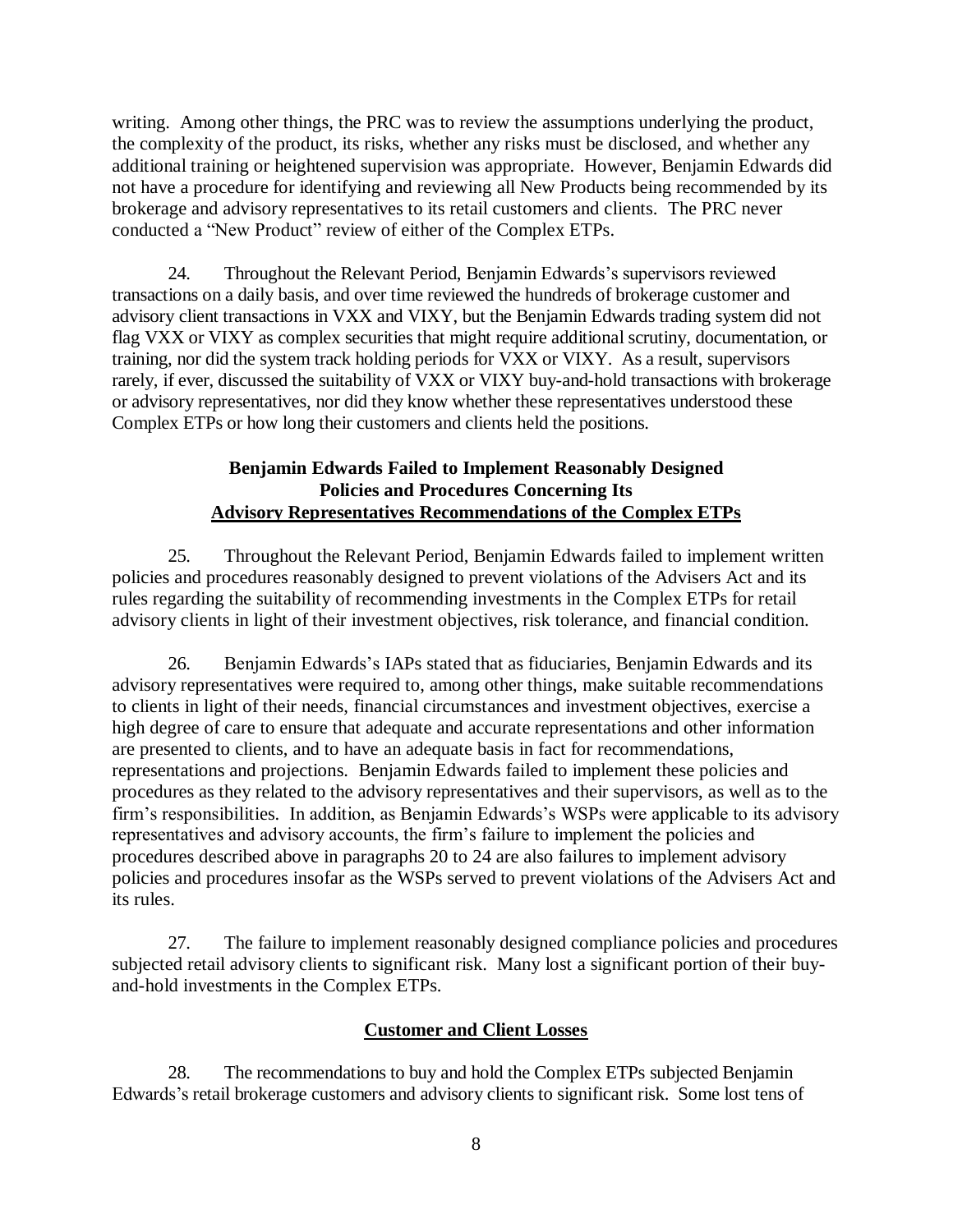writing. Among other things, the PRC was to review the assumptions underlying the product, the complexity of the product, its risks, whether any risks must be disclosed, and whether any additional training or heightened supervision was appropriate. However, Benjamin Edwards did not have a procedure for identifying and reviewing all New Products being recommended by its brokerage and advisory representatives to its retail customers and clients. The PRC never conducted a "New Product" review of either of the Complex ETPs.

24. Throughout the Relevant Period, Benjamin Edwards's supervisors reviewed transactions on a daily basis, and over time reviewed the hundreds of brokerage customer and advisory client transactions in VXX and VIXY, but the Benjamin Edwards trading system did not flag VXX or VIXY as complex securities that might require additional scrutiny, documentation, or training, nor did the system track holding periods for VXX or VIXY. As a result, supervisors rarely, if ever, discussed the suitability of VXX or VIXY buy-and-hold transactions with brokerage or advisory representatives, nor did they know whether these representatives understood these Complex ETPs or how long their customers and clients held the positions.

**Benjamin Edwards Failed to Implement Reasonably Designed Policies and Procedures Concerning Its <u>Advisory Representatives Recommendations of the Complex ETPs</u>**

25. Throughout the Relevant Period, Benjamin Edwards failed to implement written policies and procedures reasonably designed to prevent violations of the Advisers Act and its rules regarding the suitability of recommending investments in the Complex ETPs for retail advisory clients in light of their investment objectives, risk tolerance, and financial condition.

26. Benjamin Edwards's IAPs stated that as fiduciaries, Benjamin Edwards and its advisory representatives were required to, among other things, make suitable recommendations to clients in light of their needs, financial circumstances and investment objectives, exercise a high degree of care to ensure that adequate and accurate representations and other information are presented to clients, and to have an adequate basis in fact for recommendations, representations and projections. Benjamin Edwards failed to implement these policies and procedures as they related to the advisory representatives and their supervisors, as well as to the firm's responsibilities. In addition, as Benjamin Edwards's WSPs were applicable to its advisory representatives and advisory accounts, the firm's failure to implement the policies and procedures described above in paragraphs 20 to 24 are also failures to implement advisory policies and procedures insofar as the WSPs served to prevent violations of the Advisers Act and its rules.

27. The failure to implement reasonably designed compliance policies and procedures subjected retail advisory clients to significant risk. Many lost a significant portion of their buy-and-hold investments in the Complex ETPs.

**<u>Customer and Client Losses</u>**

28. The recommendations to buy and hold the Complex ETPs subjected Benjamin Edwards's retail brokerage customers and advisory clients to significant risk. Some lost tens of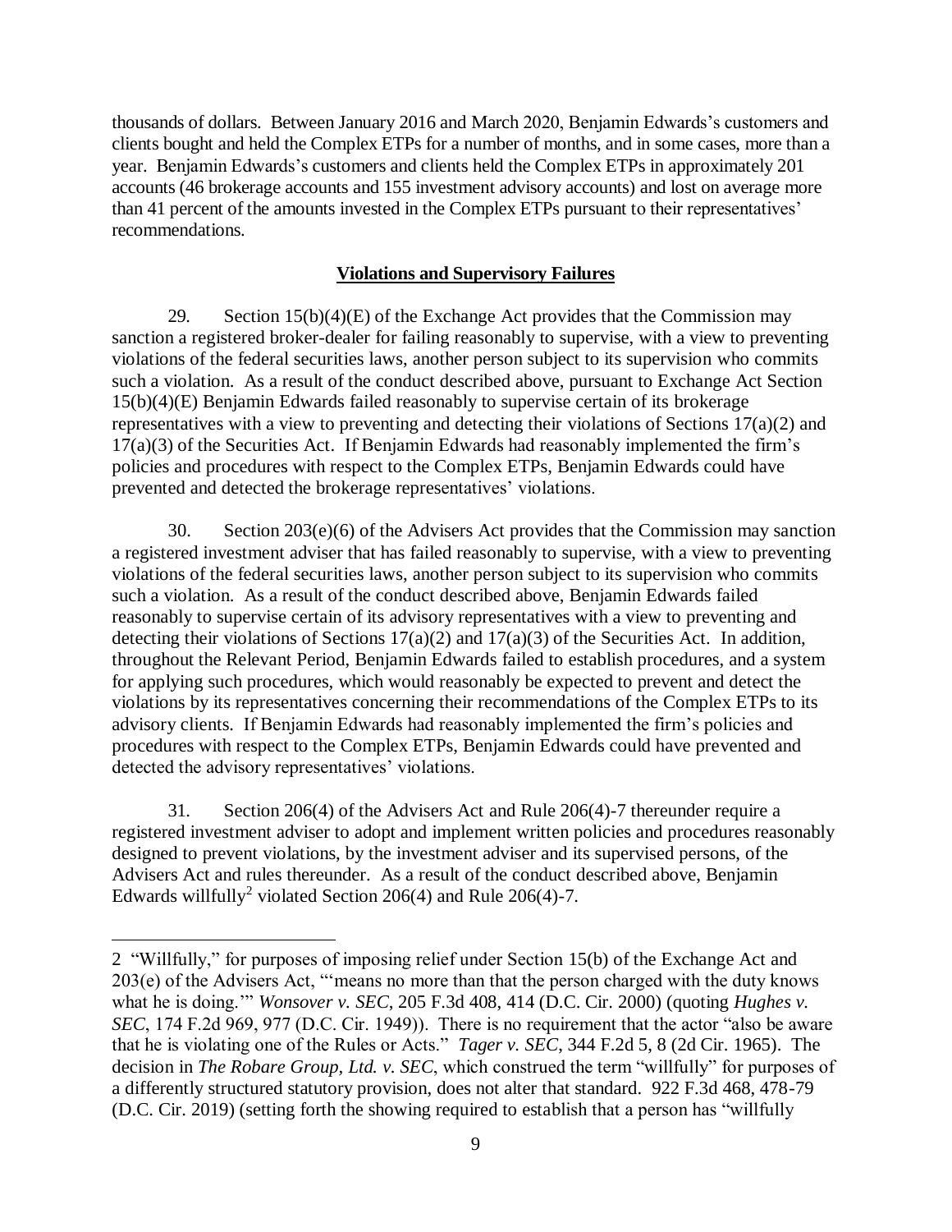thousands of dollars. Between January 2016 and March 2020, Benjamin Edwards's customers and clients bought and held the Complex ETPs for a number of months, and in some cases, more than a year. Benjamin Edwards's customers and clients held the Complex ETPs in approximately 201 accounts (46 brokerage accounts and 155 investment advisory accounts) and lost on average more than 41 percent of the amounts invested in the Complex ETPs pursuant to their representatives' recommendations.

## Violations and Supervisory Failures

29. Section 15(b)(4)(E) of the Exchange Act provides that the Commission may sanction a registered broker-dealer for failing reasonably to supervise, with a view to preventing violations of the federal securities laws, another person subject to its supervision who commits such a violation. As a result of the conduct described above, pursuant to Exchange Act Section 15(b)(4)(E) Benjamin Edwards failed reasonably to supervise certain of its brokerage representatives with a view to preventing and detecting their violations of Sections 17(a)(2) and 17(a)(3) of the Securities Act. If Benjamin Edwards had reasonably implemented the firm's policies and procedures with respect to the Complex ETPs, Benjamin Edwards could have prevented and detected the brokerage representatives' violations.

30. Section 203(e)(6) of the Advisers Act provides that the Commission may sanction a registered investment adviser that has failed reasonably to supervise, with a view to preventing violations of the federal securities laws, another person subject to its supervision who commits such a violation. As a result of the conduct described above, Benjamin Edwards failed reasonably to supervise certain of its advisory representatives with a view to preventing and detecting their violations of Sections 17(a)(2) and 17(a)(3) of the Securities Act. In addition, throughout the Relevant Period, Benjamin Edwards failed to establish procedures, and a system for applying such procedures, which would reasonably be expected to prevent and detect the violations by its representatives concerning their recommendations of the Complex ETPs to its advisory clients. If Benjamin Edwards had reasonably implemented the firm's policies and procedures with respect to the Complex ETPs, Benjamin Edwards could have prevented and detected the advisory representatives' violations.

31. Section 206(4) of the Advisers Act and Rule 206(4)-7 thereunder require a registered investment adviser to adopt and implement written policies and procedures reasonably designed to prevent violations, by the investment adviser and its supervised persons, of the Advisers Act and rules thereunder. As a result of the conduct described above, Benjamin Edwards willfully[2] violated Section 206(4) and Rule 206(4)-7.

---

2 "Willfully," for purposes of imposing relief under Section 15(b) of the Exchange Act and 203(e) of the Advisers Act, "'means no more than that the person charged with the duty knows what he is doing.'" *Wonsover v. SEC*, 205 F.3d 408, 414 (D.C. Cir. 2000) (quoting *Hughes v. SEC*, 174 F.2d 969, 977 (D.C. Cir. 1949)). There is no requirement that the actor "also be aware that he is violating one of the Rules or Acts." *Tager v. SEC*, 344 F.2d 5, 8 (2d Cir. 1965). The decision in *The Robare Group, Ltd. v. SEC*, which construed the term "willfully" for purposes of a differently structured statutory provision, does not alter that standard. 922 F.3d 468, 478-79 (D.C. Cir. 2019) (setting forth the showing required to establish that a person has "willfully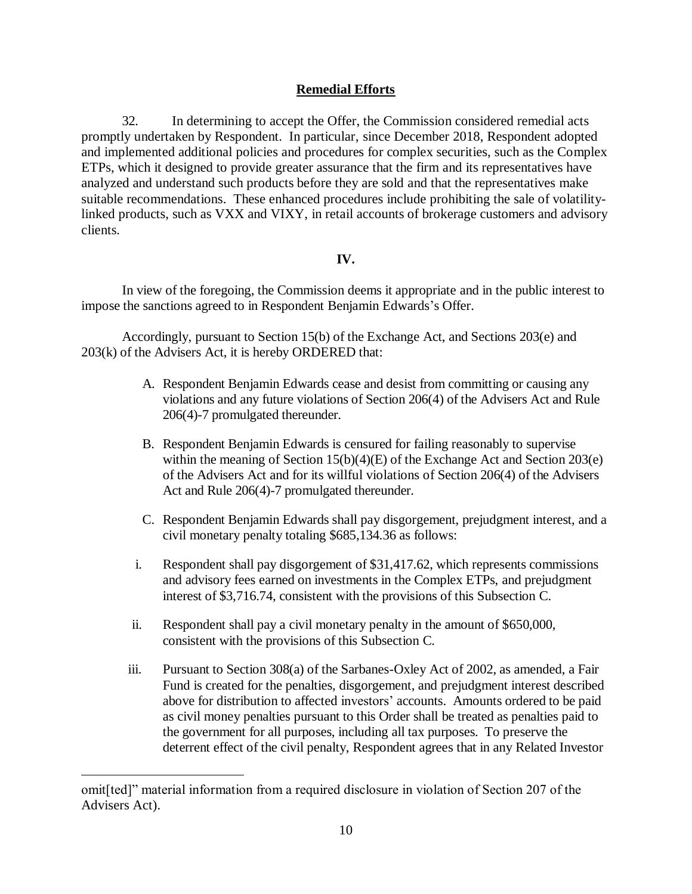## Remedial Efforts

32. In determining to accept the Offer, the Commission considered remedial acts promptly undertaken by Respondent. In particular, since December 2018, Respondent adopted and implemented additional policies and procedures for complex securities, such as the Complex ETPs, which it designed to provide greater assurance that the firm and its representatives have analyzed and understand such products before they are sold and that the representatives make suitable recommendations. These enhanced procedures include prohibiting the sale of volatility-linked products, such as VXX and VIXY, in retail accounts of brokerage customers and advisory clients.

## IV.

In view of the foregoing, the Commission deems it appropriate and in the public interest to impose the sanctions agreed to in Respondent Benjamin Edwards's Offer.

Accordingly, pursuant to Section 15(b) of the Exchange Act, and Sections 203(e) and 203(k) of the Advisers Act, it is hereby ORDERED that:

A. Respondent Benjamin Edwards cease and desist from committing or causing any violations and any future violations of Section 206(4) of the Advisers Act and Rule 206(4)-7 promulgated thereunder.

B. Respondent Benjamin Edwards is censured for failing reasonably to supervise within the meaning of Section 15(b)(4)(E) of the Exchange Act and Section 203(e) of the Advisers Act and for its willful violations of Section 206(4) of the Advisers Act and Rule 206(4)-7 promulgated thereunder.

C. Respondent Benjamin Edwards shall pay disgorgement, prejudgment interest, and a civil monetary penalty totaling $685,134.36 as follows:

i. Respondent shall pay disgorgement of $31,417.62, which represents commissions and advisory fees earned on investments in the Complex ETPs, and prejudgment interest of $3,716.74, consistent with the provisions of this Subsection C.

ii. Respondent shall pay a civil monetary penalty in the amount of $650,000, consistent with the provisions of this Subsection C.

iii. Pursuant to Section 308(a) of the Sarbanes-Oxley Act of 2002, as amended, a Fair Fund is created for the penalties, disgorgement, and prejudgment interest described above for distribution to affected investors' accounts. Amounts ordered to be paid as civil money penalties pursuant to this Order shall be treated as penalties paid to the government for all purposes, including all tax purposes. To preserve the deterrent effect of the civil penalty, Respondent agrees that in any Related Investor

---

omit[ted]" material information from a required disclosure in violation of Section 207 of the Advisers Act).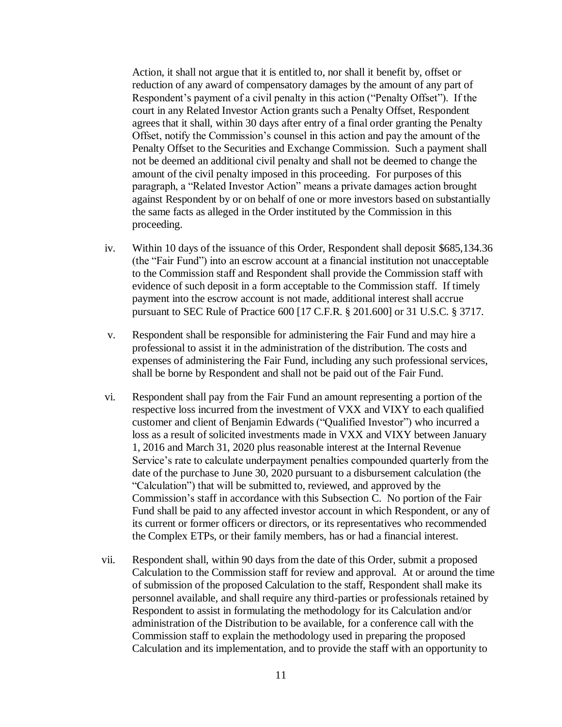Action, it shall not argue that it is entitled to, nor shall it benefit by, offset or reduction of any award of compensatory damages by the amount of any part of Respondent's payment of a civil penalty in this action ("Penalty Offset"). If the court in any Related Investor Action grants such a Penalty Offset, Respondent agrees that it shall, within 30 days after entry of a final order granting the Penalty Offset, notify the Commission's counsel in this action and pay the amount of the Penalty Offset to the Securities and Exchange Commission. Such a payment shall not be deemed an additional civil penalty and shall not be deemed to change the amount of the civil penalty imposed in this proceeding. For purposes of this paragraph, a "Related Investor Action" means a private damages action brought against Respondent by or on behalf of one or more investors based on substantially the same facts as alleged in the Order instituted by the Commission in this proceeding.

iv. Within 10 days of the issuance of this Order, Respondent shall deposit $685,134.36 (the "Fair Fund") into an escrow account at a financial institution not unacceptable to the Commission staff and Respondent shall provide the Commission staff with evidence of such deposit in a form acceptable to the Commission staff. If timely payment into the escrow account is not made, additional interest shall accrue pursuant to SEC Rule of Practice 600 [17 C.F.R. § 201.600] or 31 U.S.C. § 3717.

v. Respondent shall be responsible for administering the Fair Fund and may hire a professional to assist it in the administration of the distribution. The costs and expenses of administering the Fair Fund, including any such professional services, shall be borne by Respondent and shall not be paid out of the Fair Fund.

vi. Respondent shall pay from the Fair Fund an amount representing a portion of the respective loss incurred from the investment of VXX and VIXY to each qualified customer and client of Benjamin Edwards ("Qualified Investor") who incurred a loss as a result of solicited investments made in VXX and VIXY between January 1, 2016 and March 31, 2020 plus reasonable interest at the Internal Revenue Service's rate to calculate underpayment penalties compounded quarterly from the date of the purchase to June 30, 2020 pursuant to a disbursement calculation (the "Calculation") that will be submitted to, reviewed, and approved by the Commission's staff in accordance with this Subsection C. No portion of the Fair Fund shall be paid to any affected investor account in which Respondent, or any of its current or former officers or directors, or its representatives who recommended the Complex ETPs, or their family members, has or had a financial interest.

vii. Respondent shall, within 90 days from the date of this Order, submit a proposed Calculation to the Commission staff for review and approval. At or around the time of submission of the proposed Calculation to the staff, Respondent shall make its personnel available, and shall require any third-parties or professionals retained by Respondent to assist in formulating the methodology for its Calculation and/or administration of the Distribution to be available, for a conference call with the Commission staff to explain the methodology used in preparing the proposed Calculation and its implementation, and to provide the staff with an opportunity to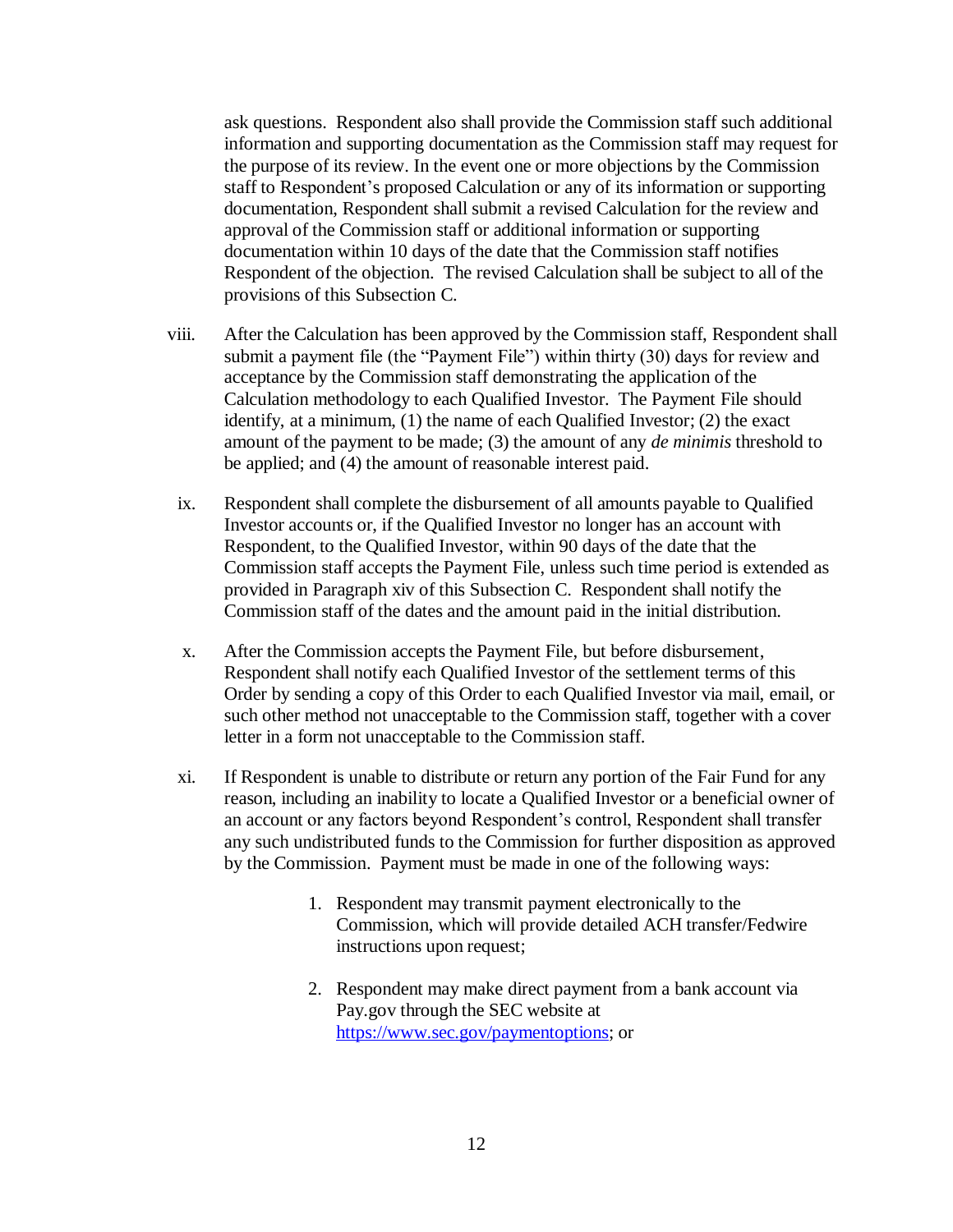ask questions. Respondent also shall provide the Commission staff such additional information and supporting documentation as the Commission staff may request for the purpose of its review. In the event one or more objections by the Commission staff to Respondent's proposed Calculation or any of its information or supporting documentation, Respondent shall submit a revised Calculation for the review and approval of the Commission staff or additional information or supporting documentation within 10 days of the date that the Commission staff notifies Respondent of the objection. The revised Calculation shall be subject to all of the provisions of this Subsection C.

viii. After the Calculation has been approved by the Commission staff, Respondent shall submit a payment file (the "Payment File") within thirty (30) days for review and acceptance by the Commission staff demonstrating the application of the Calculation methodology to each Qualified Investor. The Payment File should identify, at a minimum, (1) the name of each Qualified Investor; (2) the exact amount of the payment to be made; (3) the amount of any *de minimis* threshold to be applied; and (4) the amount of reasonable interest paid.

ix. Respondent shall complete the disbursement of all amounts payable to Qualified Investor accounts or, if the Qualified Investor no longer has an account with Respondent, to the Qualified Investor, within 90 days of the date that the Commission staff accepts the Payment File, unless such time period is extended as provided in Paragraph xiv of this Subsection C. Respondent shall notify the Commission staff of the dates and the amount paid in the initial distribution.

x. After the Commission accepts the Payment File, but before disbursement, Respondent shall notify each Qualified Investor of the settlement terms of this Order by sending a copy of this Order to each Qualified Investor via mail, email, or such other method not unacceptable to the Commission staff, together with a cover letter in a form not unacceptable to the Commission staff.

xi. If Respondent is unable to distribute or return any portion of the Fair Fund for any reason, including an inability to locate a Qualified Investor or a beneficial owner of an account or any factors beyond Respondent's control, Respondent shall transfer any such undistributed funds to the Commission for further disposition as approved by the Commission. Payment must be made in one of the following ways:

1. Respondent may transmit payment electronically to the Commission, which will provide detailed ACH transfer/Fedwire instructions upon request;

2. Respondent may make direct payment from a bank account via Pay.gov through the SEC website at https://www.sec.gov/paymentoptions; or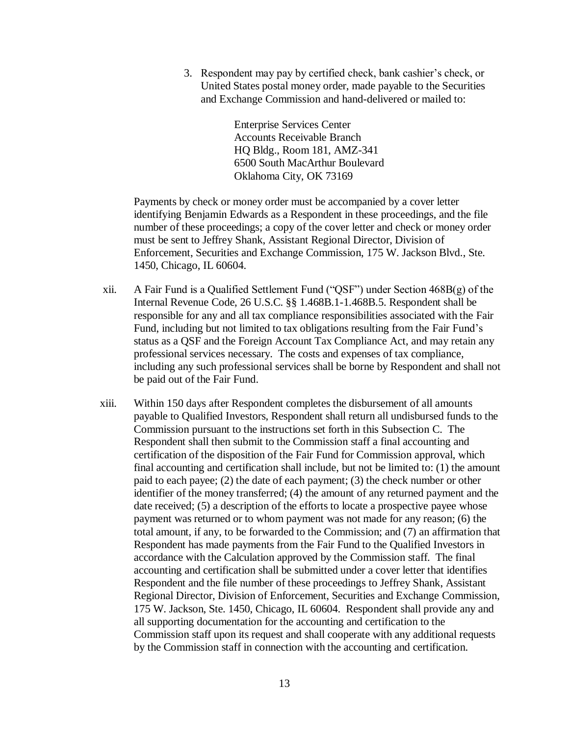3. Respondent may pay by certified check, bank cashier's check, or United States postal money order, made payable to the Securities and Exchange Commission and hand-delivered or mailed to:

   Enterprise Services Center
   Accounts Receivable Branch
   HQ Bldg., Room 181, AMZ-341
   6500 South MacArthur Boulevard
   Oklahoma City, OK 73169

Payments by check or money order must be accompanied by a cover letter identifying Benjamin Edwards as a Respondent in these proceedings, and the file number of these proceedings; a copy of the cover letter and check or money order must be sent to Jeffrey Shank, Assistant Regional Director, Division of Enforcement, Securities and Exchange Commission, 175 W. Jackson Blvd., Ste. 1450, Chicago, IL 60604.

xii. A Fair Fund is a Qualified Settlement Fund ("QSF") under Section 468B(g) of the Internal Revenue Code, 26 U.S.C. §§ 1.468B.1-1.468B.5. Respondent shall be responsible for any and all tax compliance responsibilities associated with the Fair Fund, including but not limited to tax obligations resulting from the Fair Fund's status as a QSF and the Foreign Account Tax Compliance Act, and may retain any professional services necessary. The costs and expenses of tax compliance, including any such professional services shall be borne by Respondent and shall not be paid out of the Fair Fund.

xiii. Within 150 days after Respondent completes the disbursement of all amounts payable to Qualified Investors, Respondent shall return all undisbursed funds to the Commission pursuant to the instructions set forth in this Subsection C. The Respondent shall then submit to the Commission staff a final accounting and certification of the disposition of the Fair Fund for Commission approval, which final accounting and certification shall include, but not be limited to: (1) the amount paid to each payee; (2) the date of each payment; (3) the check number or other identifier of the money transferred; (4) the amount of any returned payment and the date received; (5) a description of the efforts to locate a prospective payee whose payment was returned or to whom payment was not made for any reason; (6) the total amount, if any, to be forwarded to the Commission; and (7) an affirmation that Respondent has made payments from the Fair Fund to the Qualified Investors in accordance with the Calculation approved by the Commission staff. The final accounting and certification shall be submitted under a cover letter that identifies Respondent and the file number of these proceedings to Jeffrey Shank, Assistant Regional Director, Division of Enforcement, Securities and Exchange Commission, 175 W. Jackson, Ste. 1450, Chicago, IL 60604. Respondent shall provide any and all supporting documentation for the accounting and certification to the Commission staff upon its request and shall cooperate with any additional requests by the Commission staff in connection with the accounting and certification.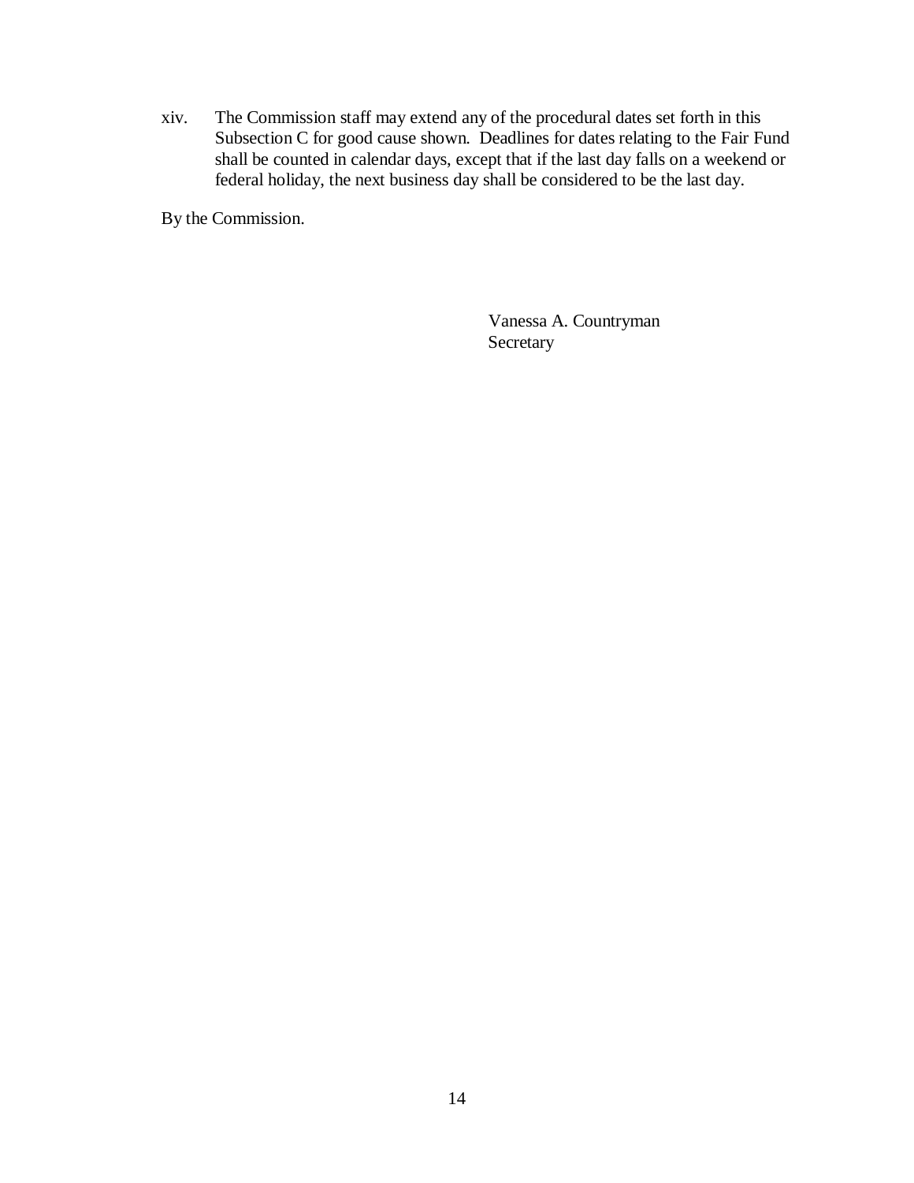xiv. The Commission staff may extend any of the procedural dates set forth in this Subsection C for good cause shown. Deadlines for dates relating to the Fair Fund shall be counted in calendar days, except that if the last day falls on a weekend or federal holiday, the next business day shall be considered to be the last day.

By the Commission.

Vanessa A. Countryman
Secretary